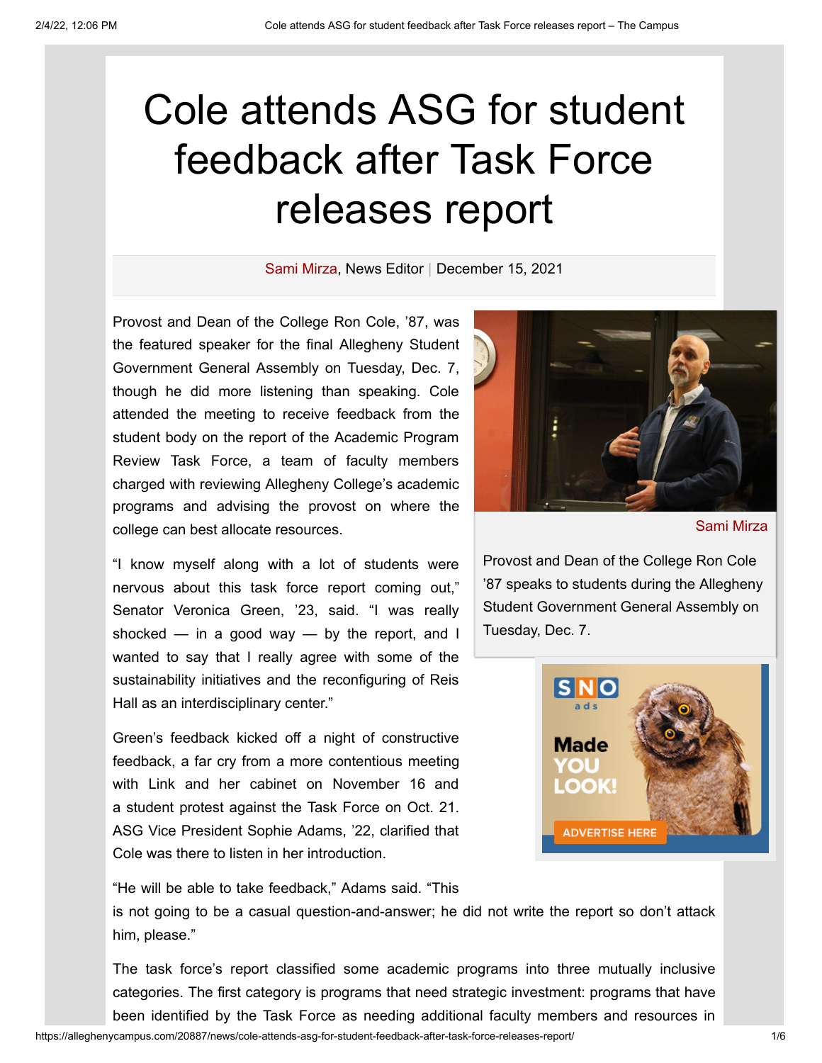# Cole attends ASG for student feedback after Task Force releases report

Sami Mirza, News Editor | December 15, 2021

Provost and Dean of the College Ron Cole, '87, was the featured speaker for the final Allegheny Student Government General Assembly on Tuesday, Dec. 7, though he did more listening than speaking. Cole attended the meeting to receive feedback from the student body on the report of the Academic Program Review Task Force, a team of faculty members charged with reviewing Allegheny College's academic programs and advising the provost on where the college can best allocate resources.

Sami Mirza

Provost and Dean of the College Ron Cole '87 speaks to students during the Allegheny Student Government General Assembly on Tuesday, Dec. 7.

"I know myself along with a lot of students were nervous about this task force report coming out," Senator Veronica Green, '23, said. "I was really shocked — in a good way — by the report, and I wanted to say that I really agree with some of the sustainability initiatives and the reconfiguring of Reis Hall as an interdisciplinary center."

Green's feedback kicked off a night of constructive feedback, a far cry from a more contentious meeting with Link and her cabinet on November 16 and a student protest against the Task Force on Oct. 21. ASG Vice President Sophie Adams, '22, clarified that Cole was there to listen in her introduction.

"He will be able to take feedback," Adams said. "This is not going to be a casual question-and-answer; he did not write the report so don't attack him, please."

The task force's report classified some academic programs into three mutually inclusive categories. The first category is programs that need strategic investment: programs that have been identified by the Task Force as needing additional faculty members and resources in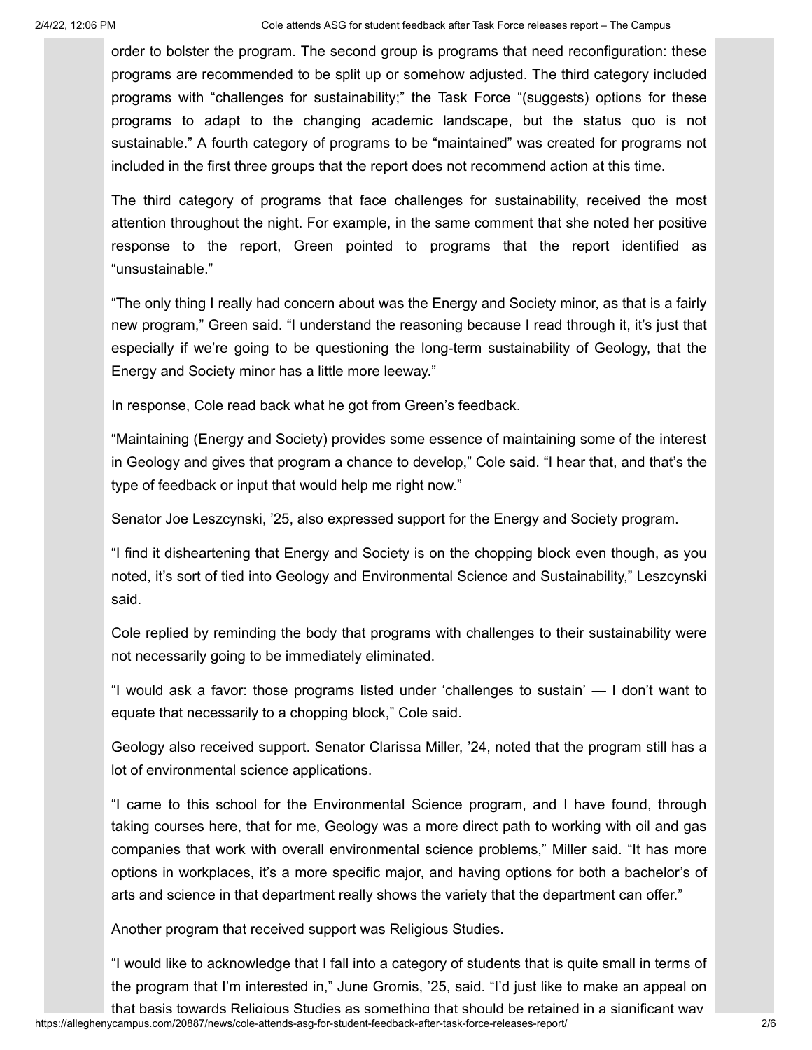order to bolster the program. The second group is programs that need reconfiguration: these programs are recommended to be split up or somehow adjusted. The third category included programs with "challenges for sustainability;" the Task Force "(suggests) options for these programs to adapt to the changing academic landscape, but the status quo is not sustainable." A fourth category of programs to be "maintained" was created for programs not included in the first three groups that the report does not recommend action at this time.

The third category of programs that face challenges for sustainability, received the most attention throughout the night. For example, in the same comment that she noted her positive response to the report, Green pointed to programs that the report identified as "unsustainable."

"The only thing I really had concern about was the Energy and Society minor, as that is a fairly new program," Green said. "I understand the reasoning because I read through it, it's just that especially if we're going to be questioning the long-term sustainability of Geology, that the Energy and Society minor has a little more leeway."

In response, Cole read back what he got from Green's feedback.

"Maintaining (Energy and Society) provides some essence of maintaining some of the interest in Geology and gives that program a chance to develop," Cole said. "I hear that, and that's the type of feedback or input that would help me right now."

Senator Joe Leszcynski, '25, also expressed support for the Energy and Society program.

"I find it disheartening that Energy and Society is on the chopping block even though, as you noted, it's sort of tied into Geology and Environmental Science and Sustainability," Leszcynski said.

Cole replied by reminding the body that programs with challenges to their sustainability were not necessarily going to be immediately eliminated.

"I would ask a favor: those programs listed under 'challenges to sustain' — I don't want to equate that necessarily to a chopping block," Cole said.

Geology also received support. Senator Clarissa Miller, '24, noted that the program still has a lot of environmental science applications.

"I came to this school for the Environmental Science program, and I have found, through taking courses here, that for me, Geology was a more direct path to working with oil and gas companies that work with overall environmental science problems," Miller said. "It has more options in workplaces, it's a more specific major, and having options for both a bachelor's of arts and science in that department really shows the variety that the department can offer."

Another program that received support was Religious Studies.

"I would like to acknowledge that I fall into a category of students that is quite small in terms of the program that I'm interested in," June Gromis, '25, said. "I'd just like to make an appeal on that basis towards Religious Studies as something that should be retained in a significant way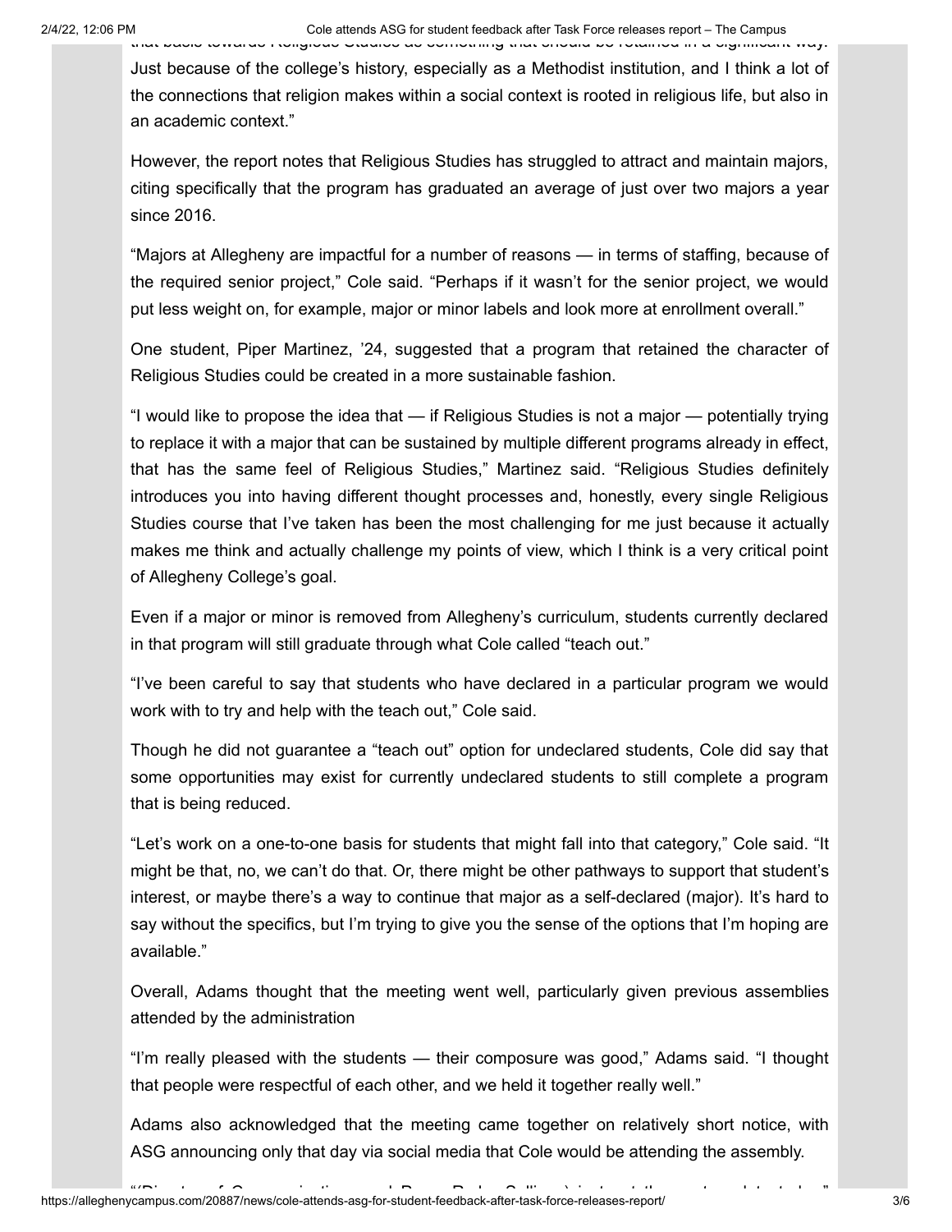Just because of the college's history, especially as a Methodist institution, and I think a lot of the connections that religion makes within a social context is rooted in religious life, but also in an academic context."

However, the report notes that Religious Studies has struggled to attract and maintain majors, citing specifically that the program has graduated an average of just over two majors a year since 2016.

"Majors at Allegheny are impactful for a number of reasons — in terms of staffing, because of the required senior project," Cole said. "Perhaps if it wasn't for the senior project, we would put less weight on, for example, major or minor labels and look more at enrollment overall."

One student, Piper Martinez, '24, suggested that a program that retained the character of Religious Studies could be created in a more sustainable fashion.

"I would like to propose the idea that — if Religious Studies is not a major — potentially trying to replace it with a major that can be sustained by multiple different programs already in effect, that has the same feel of Religious Studies," Martinez said. "Religious Studies definitely introduces you into having different thought processes and, honestly, every single Religious Studies course that I've taken has been the most challenging for me just because it actually makes me think and actually challenge my points of view, which I think is a very critical point of Allegheny College's goal.

Even if a major or minor is removed from Allegheny's curriculum, students currently declared in that program will still graduate through what Cole called "teach out."

"I've been careful to say that students who have declared in a particular program we would work with to try and help with the teach out," Cole said.

Though he did not guarantee a "teach out" option for undeclared students, Cole did say that some opportunities may exist for currently undeclared students to still complete a program that is being reduced.

"Let's work on a one-to-one basis for students that might fall into that category," Cole said. "It might be that, no, we can't do that. Or, there might be other pathways to support that student's interest, or maybe there's a way to continue that major as a self-declared (major). It's hard to say without the specifics, but I'm trying to give you the sense of the options that I'm hoping are available."

Overall, Adams thought that the meeting went well, particularly given previous assemblies attended by the administration

"I'm really pleased with the students — their composure was good," Adams said. "I thought that people were respectful of each other, and we held it together really well."

Adams also acknowledged that the meeting came together on relatively short notice, with ASG announcing only that day via social media that Cole would be attending the assembly.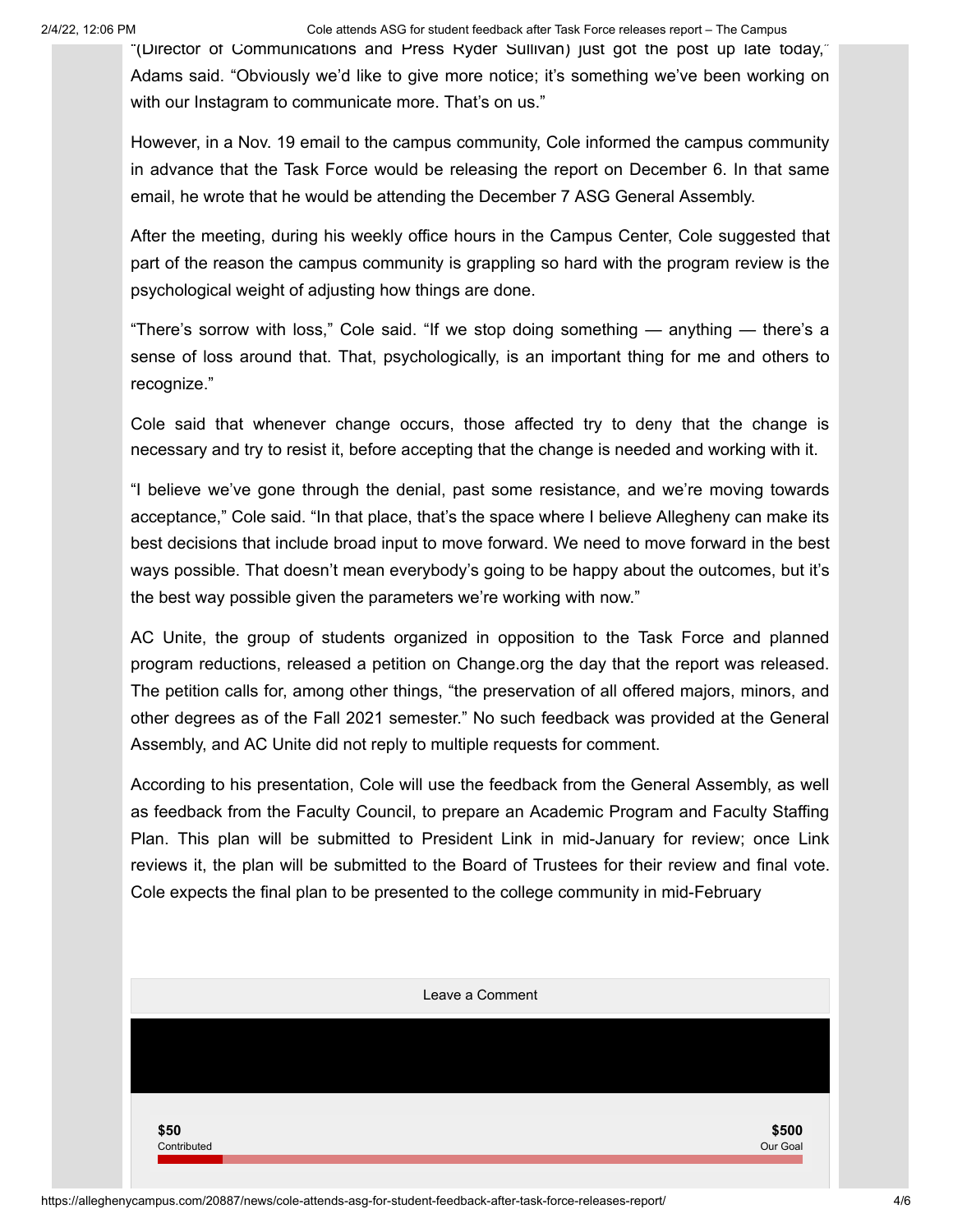"(Director of Communications and Press Ryder Sullivan) just got the post up late today," Adams said. "Obviously we'd like to give more notice; it's something we've been working on with our Instagram to communicate more. That's on us."

However, in a Nov. 19 email to the campus community, Cole informed the campus community in advance that the Task Force would be releasing the report on December 6. In that same email, he wrote that he would be attending the December 7 ASG General Assembly.

After the meeting, during his weekly office hours in the Campus Center, Cole suggested that part of the reason the campus community is grappling so hard with the program review is the psychological weight of adjusting how things are done.

"There's sorrow with loss," Cole said. "If we stop doing something — anything — there's a sense of loss around that. That, psychologically, is an important thing for me and others to recognize."

Cole said that whenever change occurs, those affected try to deny that the change is necessary and try to resist it, before accepting that the change is needed and working with it.

"I believe we've gone through the denial, past some resistance, and we're moving towards acceptance," Cole said. "In that place, that's the space where I believe Allegheny can make its best decisions that include broad input to move forward. We need to move forward in the best ways possible. That doesn't mean everybody's going to be happy about the outcomes, but it's the best way possible given the parameters we're working with now."

AC Unite, the group of students organized in opposition to the Task Force and planned program reductions, released a petition on Change.org the day that the report was released. The petition calls for, among other things, "the preservation of all offered majors, minors, and other degrees as of the Fall 2021 semester." No such feedback was provided at the General Assembly, and AC Unite did not reply to multiple requests for comment.

According to his presentation, Cole will use the feedback from the General Assembly, as well as feedback from the Faculty Council, to prepare an Academic Program and Faculty Staffing Plan. This plan will be submitted to President Link in mid-January for review; once Link reviews it, the plan will be submitted to the Board of Trustees for their review and final vote. Cole expects the final plan to be presented to the college community in mid-February

Leave a Comment

**$50**
Contributed

**$500**
Our Goal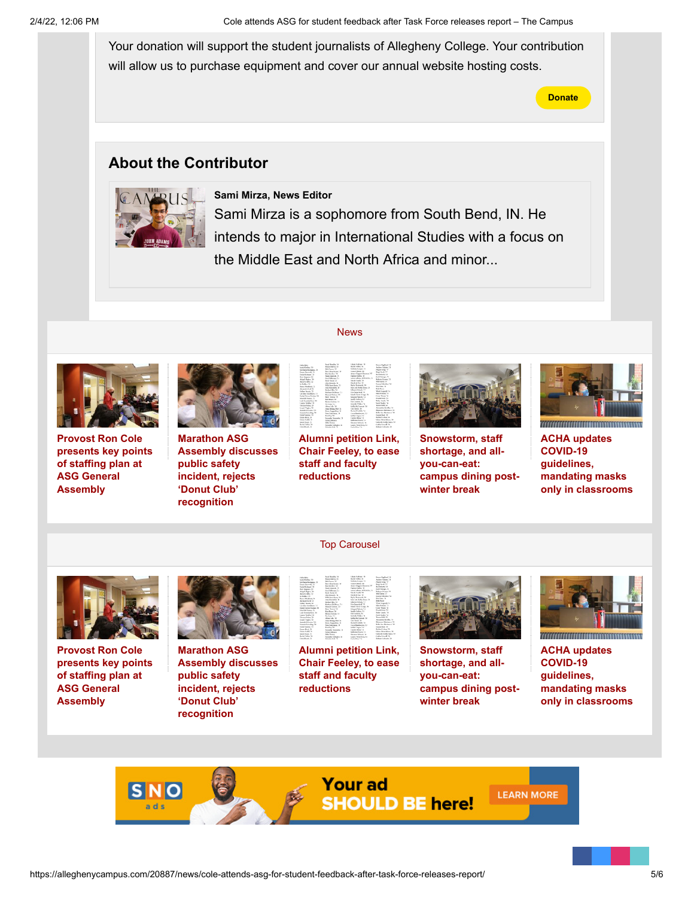Your donation will support the student journalists of Allegheny College. Your contribution will allow us to purchase equipment and cover our annual website hosting costs.

Donate

## About the Contributor

**Sami Mirza, News Editor**

Sami Mirza is a sophomore from South Bend, IN. He intends to major in International Studies with a focus on the Middle East and North Africa and minor...

News

**Provost Ron Cole presents key points of staffing plan at ASG General Assembly**

**Marathon ASG Assembly discusses public safety incident, rejects 'Donut Club' recognition**

**Alumni petition Link, Chair Feeley, to ease staff and faculty reductions**

**Snowstorm, staff shortage, and all-you-can-eat: campus dining post-winter break**

**ACHA updates COVID-19 guidelines, mandating masks only in classrooms**

Top Carousel

**Provost Ron Cole presents key points of staffing plan at ASG General Assembly**

**Marathon ASG Assembly discusses public safety incident, rejects 'Donut Club' recognition**

**Alumni petition Link, Chair Feeley, to ease staff and faculty reductions**

**Snowstorm, staff shortage, and all-you-can-eat: campus dining post-winter break**

**ACHA updates COVID-19 guidelines, mandating masks only in classrooms**